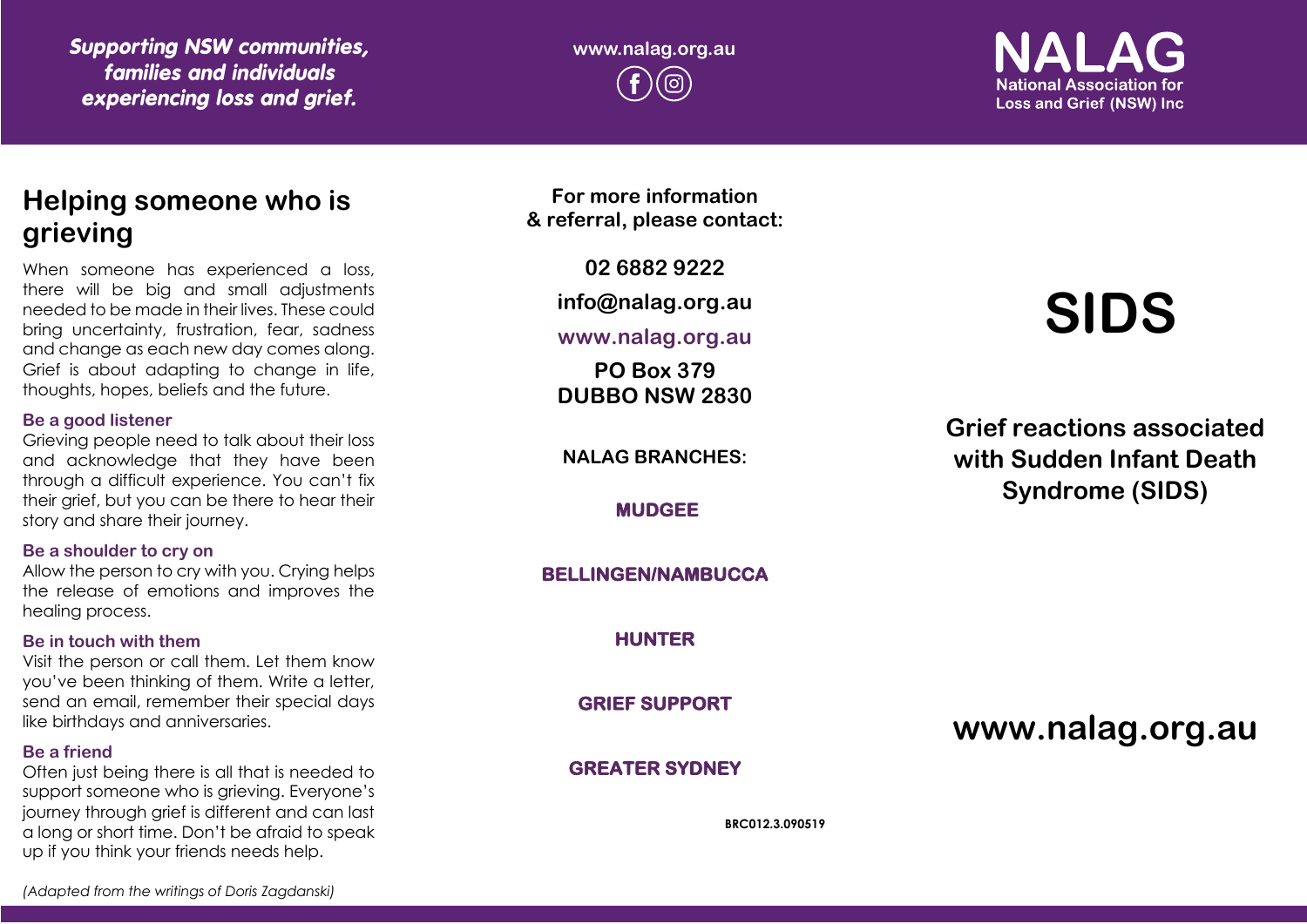*Supporting NSW communities, families and individuals experiencing loss and grief.*

www.nalag.org.au

**NALAG**
National Association for Loss and Grief (NSW) Inc

## Helping someone who is grieving

When someone has experienced a loss, there will be big and small adjustments needed to be made in their lives. These could bring uncertainty, frustration, fear, sadness and change as each new day comes along. Grief is about adapting to change in life, thoughts, hopes, beliefs and the future.

### Be a good listener

Grieving people need to talk about their loss and acknowledge that they have been through a difficult experience. You can't fix their grief, but you can be there to hear their story and share their journey.

### Be a shoulder to cry on

Allow the person to cry with you. Crying helps the release of emotions and improves the healing process.

### Be in touch with them

Visit the person or call them. Let them know you've been thinking of them. Write a letter, send an email, remember their special days like birthdays and anniversaries.

### Be a friend

Often just being there is all that is needed to support someone who is grieving. Everyone's journey through grief is different and can last a long or short time. Don't be afraid to speak up if you think your friends needs help.

*(Adapted from the writings of Doris Zagdanski)*

**For more information & referral, please contact:**

**02 6882 9222**

**info@nalag.org.au**

**www.nalag.org.au**

**PO Box 379**
**DUBBO NSW 2830**

**NALAG BRANCHES:**

**MUDGEE**

**BELLINGEN/NAMBUCCA**

**HUNTER**

**GRIEF SUPPORT**

**GREATER SYDNEY**

BRC012.3.090519

# SIDS

## Grief reactions associated with Sudden Infant Death Syndrome (SIDS)

**www.nalag.org.au**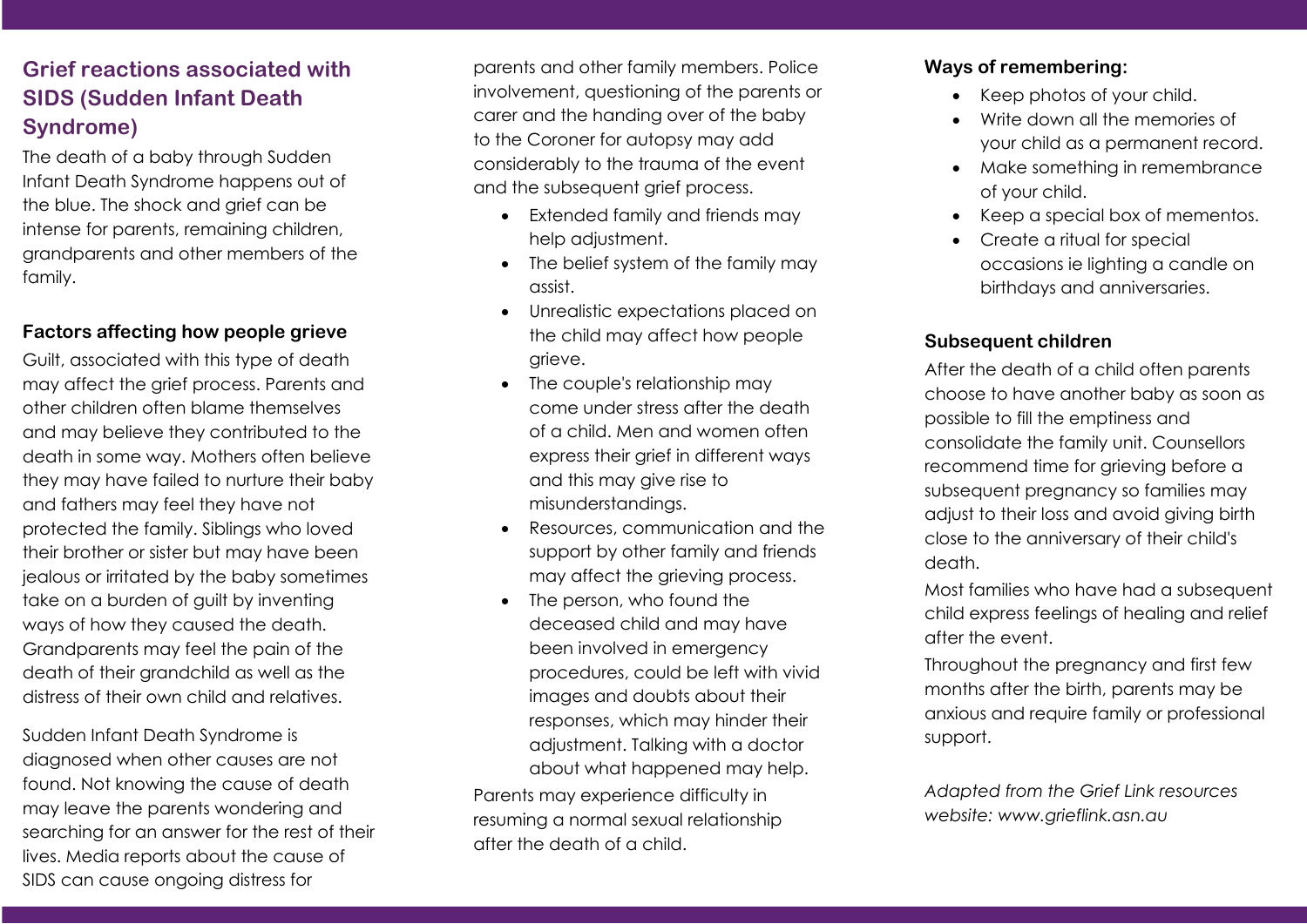## Grief reactions associated with SIDS (Sudden Infant Death Syndrome)

The death of a baby through Sudden Infant Death Syndrome happens out of the blue. The shock and grief can be intense for parents, remaining children, grandparents and other members of the family.

**Factors affecting how people grieve**

Guilt, associated with this type of death may affect the grief process. Parents and other children often blame themselves and may believe they contributed to the death in some way. Mothers often believe they may have failed to nurture their baby and fathers may feel they have not protected the family. Siblings who loved their brother or sister but may have been jealous or irritated by the baby sometimes take on a burden of guilt by inventing ways of how they caused the death. Grandparents may feel the pain of the death of their grandchild as well as the distress of their own child and relatives.

Sudden Infant Death Syndrome is diagnosed when other causes are not found. Not knowing the cause of death may leave the parents wondering and searching for an answer for the rest of their lives. Media reports about the cause of SIDS can cause ongoing distress for parents and other family members. Police involvement, questioning of the parents or carer and the handing over of the baby to the Coroner for autopsy may add considerably to the trauma of the event and the subsequent grief process.

- Extended family and friends may help adjustment.
- The belief system of the family may assist.
- Unrealistic expectations placed on the child may affect how people grieve.
- The couple's relationship may come under stress after the death of a child. Men and women often express their grief in different ways and this may give rise to misunderstandings.
- Resources, communication and the support by other family and friends may affect the grieving process.
- The person, who found the deceased child and may have been involved in emergency procedures, could be left with vivid images and doubts about their responses, which may hinder their adjustment. Talking with a doctor about what happened may help.

Parents may experience difficulty in resuming a normal sexual relationship after the death of a child.

**Ways of remembering:**

- Keep photos of your child.
- Write down all the memories of your child as a permanent record.
- Make something in remembrance of your child.
- Keep a special box of mementos.
- Create a ritual for special occasions ie lighting a candle on birthdays and anniversaries.

**Subsequent children**

After the death of a child often parents choose to have another baby as soon as possible to fill the emptiness and consolidate the family unit. Counsellors recommend time for grieving before a subsequent pregnancy so families may adjust to their loss and avoid giving birth close to the anniversary of their child's death.

Most families who have had a subsequent child express feelings of healing and relief after the event.

Throughout the pregnancy and first few months after the birth, parents may be anxious and require family or professional support.

*Adapted from the Grief Link resources website: www.grieflink.asn.au*